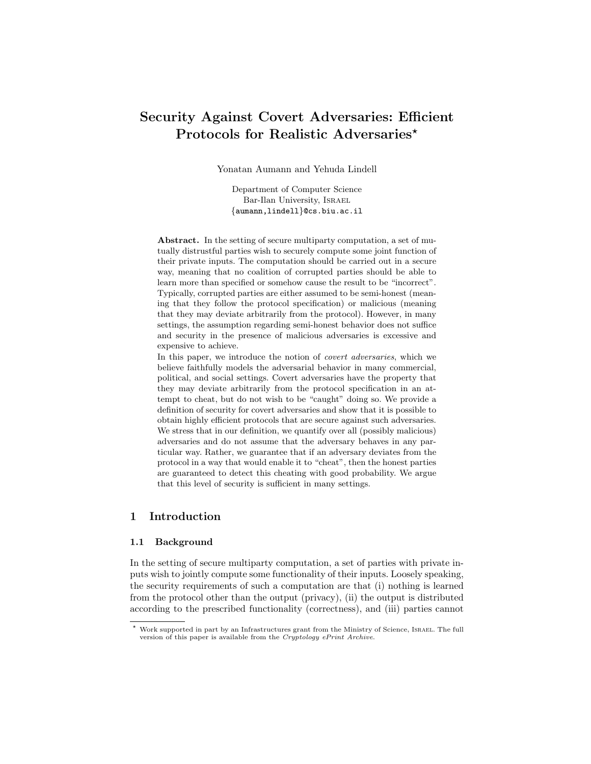# Security Against Covert Adversaries: Efficient Protocols for Realistic Adversaries*

Yonatan Aumann and Yehuda Lindell

Department of Computer Science
Bar-Ilan University, Israel
{aumann,lindell}@cs.biu.ac.il

**Abstract.** In the setting of secure multiparty computation, a set of mutually distrustful parties wish to securely compute some joint function of their private inputs. The computation should be carried out in a secure way, meaning that no coalition of corrupted parties should be able to learn more than specified or somehow cause the result to be "incorrect". Typically, corrupted parties are either assumed to be semi-honest (meaning that they follow the protocol specification) or malicious (meaning that they may deviate arbitrarily from the protocol). However, in many settings, the assumption regarding semi-honest behavior does not suffice and security in the presence of malicious adversaries is excessive and expensive to achieve.

In this paper, we introduce the notion of *covert adversaries*, which we believe faithfully models the adversarial behavior in many commercial, political, and social settings. Covert adversaries have the property that they may deviate arbitrarily from the protocol specification in an attempt to cheat, but do not wish to be "caught" doing so. We provide a definition of security for covert adversaries and show that it is possible to obtain highly efficient protocols that are secure against such adversaries. We stress that in our definition, we quantify over all (possibly malicious) adversaries and do not assume that the adversary behaves in any particular way. Rather, we guarantee that if an adversary deviates from the protocol in a way that would enable it to "cheat", then the honest parties are guaranteed to detect this cheating with good probability. We argue that this level of security is sufficient in many settings.

## 1 Introduction

### 1.1 Background

In the setting of secure multiparty computation, a set of parties with private inputs wish to jointly compute some functionality of their inputs. Loosely speaking, the security requirements of such a computation are that (i) nothing is learned from the protocol other than the output (privacy), (ii) the output is distributed according to the prescribed functionality (correctness), and (iii) parties cannot

---

* Work supported in part by an Infrastructures grant from the Ministry of Science, Israel. The full version of this paper is available from the *Cryptology ePrint Archive*.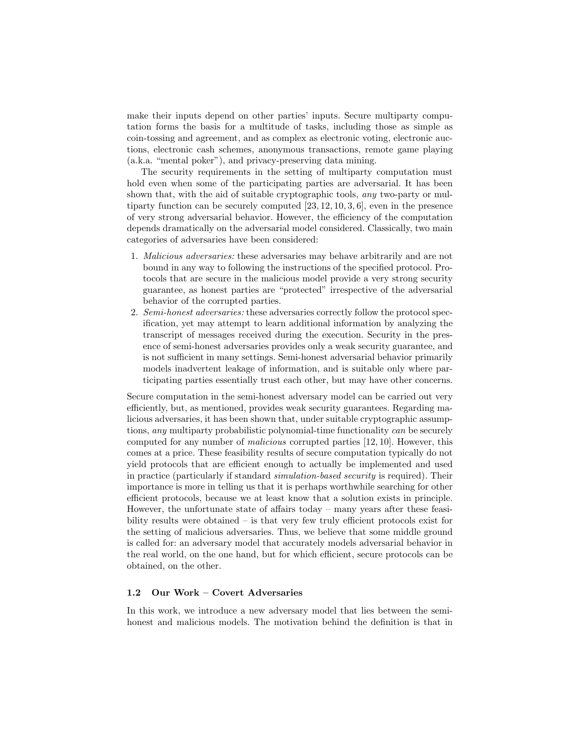make their inputs depend on other parties' inputs. Secure multiparty computation forms the basis for a multitude of tasks, including those as simple as coin-tossing and agreement, and as complex as electronic voting, electronic auctions, electronic cash schemes, anonymous transactions, remote game playing (a.k.a. "mental poker"), and privacy-preserving data mining.

The security requirements in the setting of multiparty computation must hold even when some of the participating parties are adversarial. It has been shown that, with the aid of suitable cryptographic tools, *any* two-party or multiparty function can be securely computed [23, 12, 10, 3, 6], even in the presence of very strong adversarial behavior. However, the efficiency of the computation depends dramatically on the adversarial model considered. Classically, two main categories of adversaries have been considered:

1. *Malicious adversaries:* these adversaries may behave arbitrarily and are not bound in any way to following the instructions of the specified protocol. Protocols that are secure in the malicious model provide a very strong security guarantee, as honest parties are "protected" irrespective of the adversarial behavior of the corrupted parties.
2. *Semi-honest adversaries:* these adversaries correctly follow the protocol specification, yet may attempt to learn additional information by analyzing the transcript of messages received during the execution. Security in the presence of semi-honest adversaries provides only a weak security guarantee, and is not sufficient in many settings. Semi-honest adversarial behavior primarily models inadvertent leakage of information, and is suitable only where participating parties essentially trust each other, but may have other concerns.

Secure computation in the semi-honest adversary model can be carried out very efficiently, but, as mentioned, provides weak security guarantees. Regarding malicious adversaries, it has been shown that, under suitable cryptographic assumptions, *any* multiparty probabilistic polynomial-time functionality *can* be securely computed for any number of *malicious* corrupted parties [12, 10]. However, this comes at a price. These feasibility results of secure computation typically do not yield protocols that are efficient enough to actually be implemented and used in practice (particularly if standard *simulation-based security* is required). Their importance is more in telling us that it is perhaps worthwhile searching for other efficient protocols, because we at least know that a solution exists in principle. However, the unfortunate state of affairs today – many years after these feasibility results were obtained – is that very few truly efficient protocols exist for the setting of malicious adversaries. Thus, we believe that some middle ground is called for: an adversary model that accurately models adversarial behavior in the real world, on the one hand, but for which efficient, secure protocols can be obtained, on the other.

### 1.2 Our Work – Covert Adversaries

In this work, we introduce a new adversary model that lies between the semi-honest and malicious models. The motivation behind the definition is that in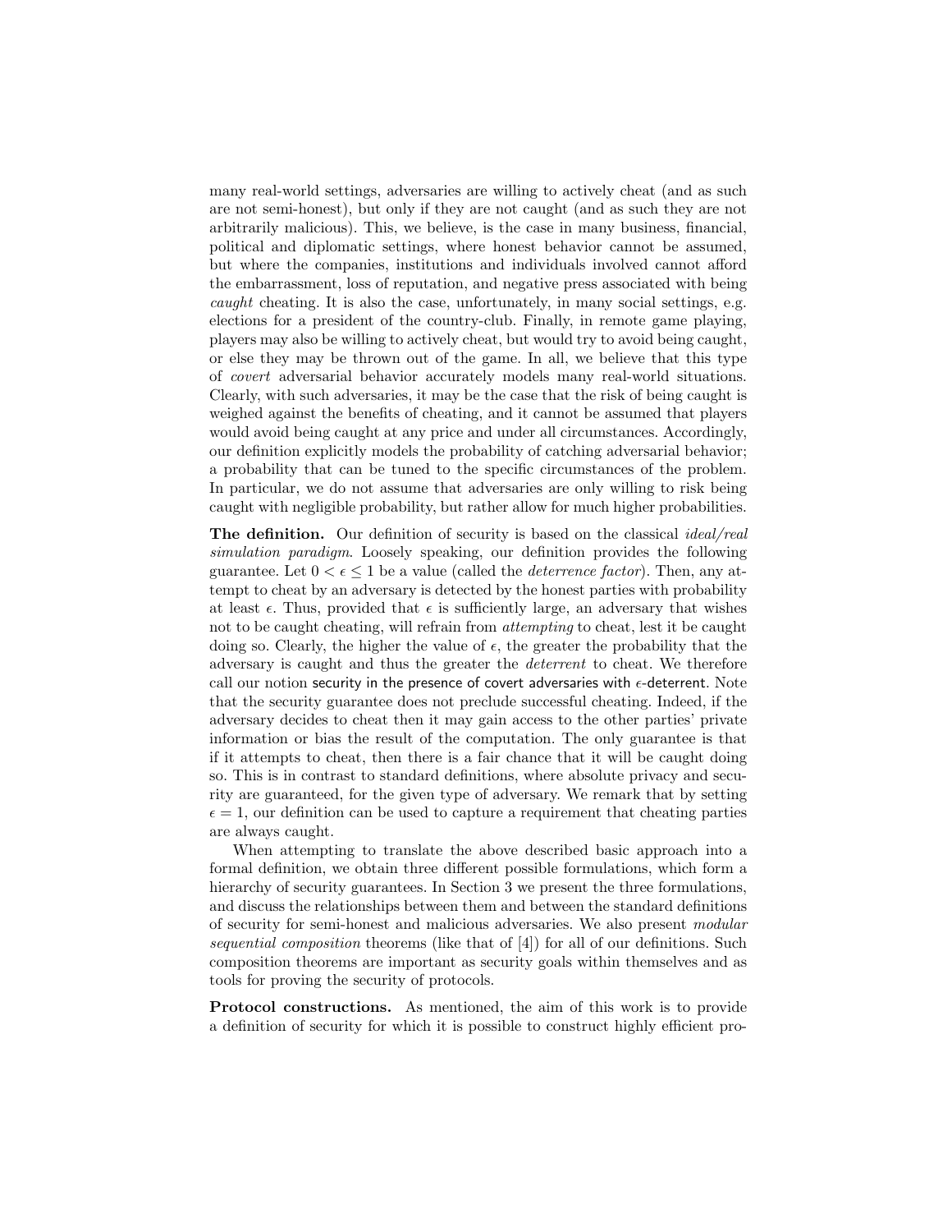many real-world settings, adversaries are willing to actively cheat (and as such are not semi-honest), but only if they are not caught (and as such they are not arbitrarily malicious). This, we believe, is the case in many business, financial, political and diplomatic settings, where honest behavior cannot be assumed, but where the companies, institutions and individuals involved cannot afford the embarrassment, loss of reputation, and negative press associated with being *caught* cheating. It is also the case, unfortunately, in many social settings, e.g. elections for a president of the country-club. Finally, in remote game playing, players may also be willing to actively cheat, but would try to avoid being caught, or else they may be thrown out of the game. In all, we believe that this type of *covert* adversarial behavior accurately models many real-world situations. Clearly, with such adversaries, it may be the case that the risk of being caught is weighed against the benefits of cheating, and it cannot be assumed that players would avoid being caught at any price and under all circumstances. Accordingly, our definition explicitly models the probability of catching adversarial behavior; a probability that can be tuned to the specific circumstances of the problem. In particular, we do not assume that adversaries are only willing to risk being caught with negligible probability, but rather allow for much higher probabilities.

**The definition.** Our definition of security is based on the classical *ideal/real simulation paradigm*. Loosely speaking, our definition provides the following guarantee. Let $0 < \epsilon \leq 1$ be a value (called the *deterrence factor*). Then, any attempt to cheat by an adversary is detected by the honest parties with probability at least $\epsilon$. Thus, provided that $\epsilon$ is sufficiently large, an adversary that wishes not to be caught cheating, will refrain from *attempting* to cheat, lest it be caught doing so. Clearly, the higher the value of $\epsilon$, the greater the probability that the adversary is caught and thus the greater the *deterrent* to cheat. We therefore call our notion security in the presence of covert adversaries with $\epsilon$-deterrent. Note that the security guarantee does not preclude successful cheating. Indeed, if the adversary decides to cheat then it may gain access to the other parties' private information or bias the result of the computation. The only guarantee is that if it attempts to cheat, then there is a fair chance that it will be caught doing so. This is in contrast to standard definitions, where absolute privacy and security are guaranteed, for the given type of adversary. We remark that by setting $\epsilon = 1$, our definition can be used to capture a requirement that cheating parties are always caught.

When attempting to translate the above described basic approach into a formal definition, we obtain three different possible formulations, which form a hierarchy of security guarantees. In Section 3 we present the three formulations, and discuss the relationships between them and between the standard definitions of security for semi-honest and malicious adversaries. We also present *modular sequential composition* theorems (like that of [4]) for all of our definitions. Such composition theorems are important as security goals within themselves and as tools for proving the security of protocols.

**Protocol constructions.** As mentioned, the aim of this work is to provide a definition of security for which it is possible to construct highly efficient pro-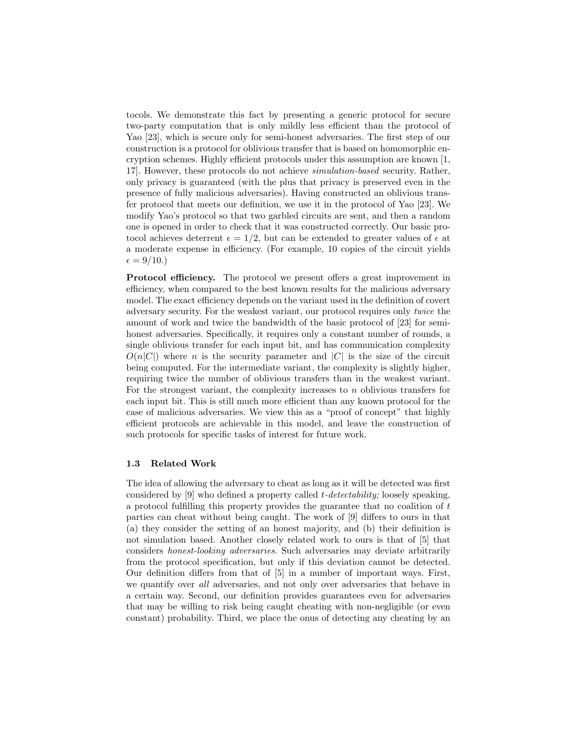tocols. We demonstrate this fact by presenting a generic protocol for secure two-party computation that is only mildly less efficient than the protocol of Yao [23], which is secure only for semi-honest adversaries. The first step of our construction is a protocol for oblivious transfer that is based on homomorphic encryption schemes. Highly efficient protocols under this assumption are known [1, 17]. However, these protocols do not achieve *simulation-based* security. Rather, only privacy is guaranteed (with the plus that privacy is preserved even in the presence of fully malicious adversaries). Having constructed an oblivious transfer protocol that meets our definition, we use it in the protocol of Yao [23]. We modify Yao's protocol so that two garbled circuits are sent, and then a random one is opened in order to check that it was constructed correctly. Our basic protocol achieves deterrent $\epsilon = 1/2$, but can be extended to greater values of $\epsilon$ at a moderate expense in efficiency. (For example, 10 copies of the circuit yields $\epsilon = 9/10$.)

**Protocol efficiency.** The protocol we present offers a great improvement in efficiency, when compared to the best known results for the malicious adversary model. The exact efficiency depends on the variant used in the definition of covert adversary security. For the weakest variant, our protocol requires only *twice* the amount of work and twice the bandwidth of the basic protocol of [23] for semi-honest adversaries. Specifically, it requires only a constant number of rounds, a single oblivious transfer for each input bit, and has communication complexity $O(n|C|)$ where $n$ is the security parameter and $|C|$ is the size of the circuit being computed. For the intermediate variant, the complexity is slightly higher, requiring twice the number of oblivious transfers than in the weakest variant. For the strongest variant, the complexity increases to $n$ oblivious transfers for each input bit. This is still much more efficient than any known protocol for the case of malicious adversaries. We view this as a "proof of concept" that highly efficient protocols are achievable in this model, and leave the construction of such protocols for specific tasks of interest for future work.

### 1.3 Related Work

The idea of allowing the adversary to cheat as long as it will be detected was first considered by [9] who defined a property called *t-detectability;* loosely speaking, a protocol fulfilling this property provides the guarantee that no coalition of $t$ parties can cheat without being caught. The work of [9] differs to ours in that (a) they consider the setting of an honest majority, and (b) their definition is not simulation based. Another closely related work to ours is that of [5] that considers *honest-looking adversaries*. Such adversaries may deviate arbitrarily from the protocol specification, but only if this deviation cannot be detected. Our definition differs from that of [5] in a number of important ways. First, we quantify over *all* adversaries, and not only over adversaries that behave in a certain way. Second, our definition provides guarantees even for adversaries that may be willing to risk being caught cheating with non-negligible (or even constant) probability. Third, we place the onus of detecting any cheating by an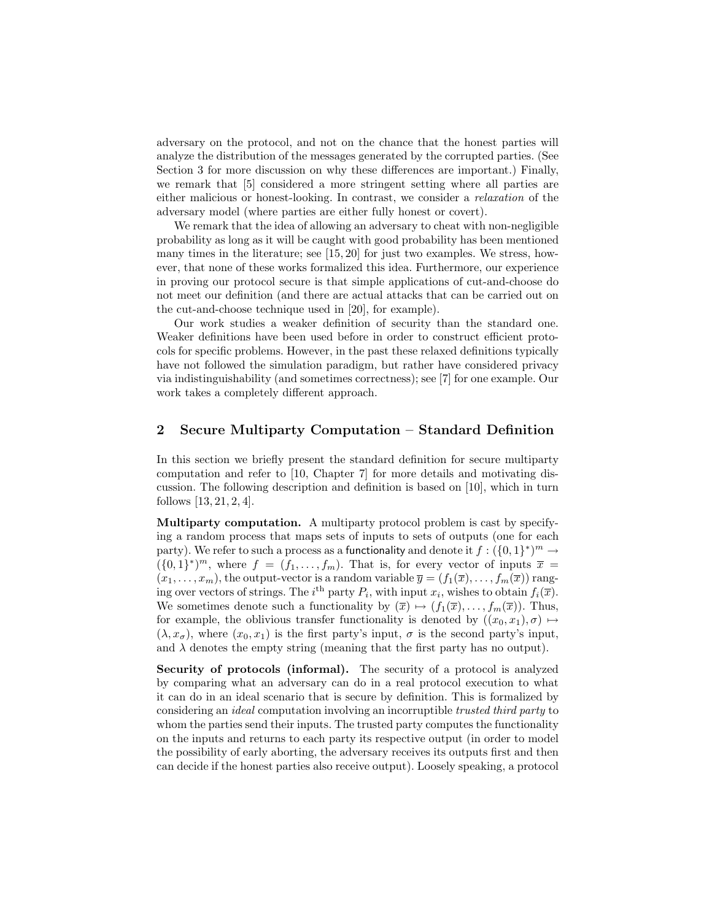adversary on the protocol, and not on the chance that the honest parties will analyze the distribution of the messages generated by the corrupted parties. (See Section 3 for more discussion on why these differences are important.) Finally, we remark that [5] considered a more stringent setting where all parties are either malicious or honest-looking. In contrast, we consider a *relaxation* of the adversary model (where parties are either fully honest or covert).

We remark that the idea of allowing an adversary to cheat with non-negligible probability as long as it will be caught with good probability has been mentioned many times in the literature; see [15, 20] for just two examples. We stress, however, that none of these works formalized this idea. Furthermore, our experience in proving our protocol secure is that simple applications of cut-and-choose do not meet our definition (and there are actual attacks that can be carried out on the cut-and-choose technique used in [20], for example).

Our work studies a weaker definition of security than the standard one. Weaker definitions have been used before in order to construct efficient protocols for specific problems. However, in the past these relaxed definitions typically have not followed the simulation paradigm, but rather have considered privacy via indistinguishability (and sometimes correctness); see [7] for one example. Our work takes a completely different approach.

## 2 Secure Multiparty Computation – Standard Definition

In this section we briefly present the standard definition for secure multiparty computation and refer to [10, Chapter 7] for more details and motivating discussion. The following description and definition is based on [10], which in turn follows [13, 21, 2, 4].

**Multiparty computation.** A multiparty protocol problem is cast by specifying a random process that maps sets of inputs to sets of outputs (one for each party). We refer to such a process as a functionality and denote it $f : (\{0,1\}^*)^m \rightarrow (\{0,1\}^*)^m$, where $f = (f_1, \ldots, f_m)$. That is, for every vector of inputs $\overline{x} = (x_1, \ldots, x_m)$, the output-vector is a random variable $\overline{y} = (f_1(\overline{x}), \ldots, f_m(\overline{x}))$ ranging over vectors of strings. The $i^{\text{th}}$ party $P_i$, with input $x_i$, wishes to obtain $f_i(\overline{x})$. We sometimes denote such a functionality by $(\overline{x}) \mapsto (f_1(\overline{x}), \ldots, f_m(\overline{x}))$. Thus, for example, the oblivious transfer functionality is denoted by $((x_0, x_1), \sigma) \mapsto (\lambda, x_\sigma)$, where $(x_0, x_1)$ is the first party's input, $\sigma$ is the second party's input, and $\lambda$ denotes the empty string (meaning that the first party has no output).

**Security of protocols (informal).** The security of a protocol is analyzed by comparing what an adversary can do in a real protocol execution to what it can do in an ideal scenario that is secure by definition. This is formalized by considering an *ideal* computation involving an incorruptible *trusted third party* to whom the parties send their inputs. The trusted party computes the functionality on the inputs and returns to each party its respective output (in order to model the possibility of early aborting, the adversary receives its outputs first and then can decide if the honest parties also receive output). Loosely speaking, a protocol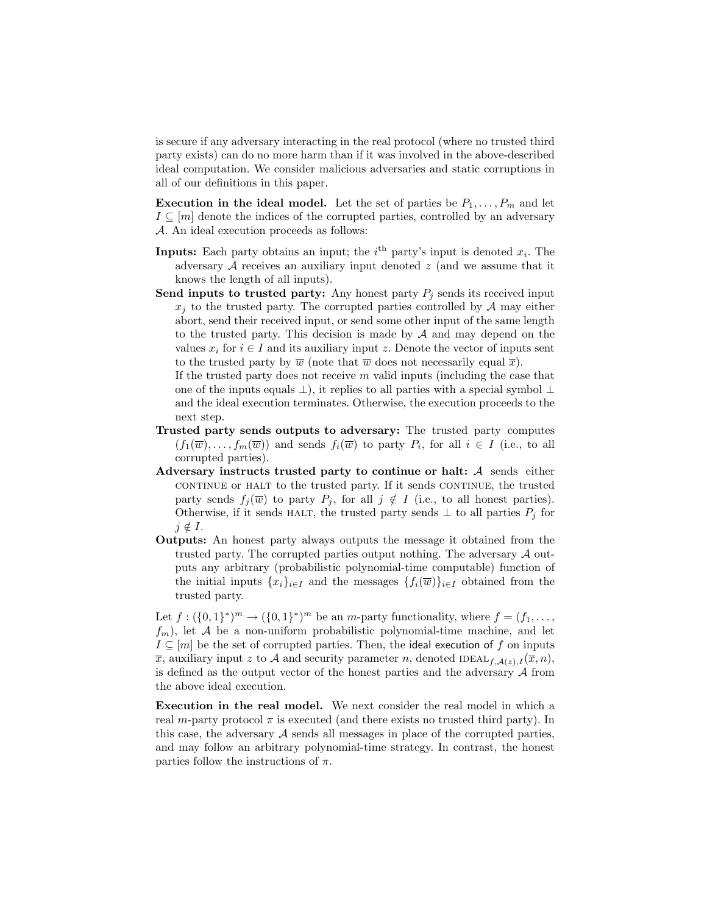is secure if any adversary interacting in the real protocol (where no trusted third party exists) can do no more harm than if it was involved in the above-described ideal computation. We consider malicious adversaries and static corruptions in all of our definitions in this paper.

**Execution in the ideal model.** Let the set of parties be $P_1, \ldots, P_m$ and let $I \subseteq [m]$ denote the indices of the corrupted parties, controlled by an adversary $\mathcal{A}$. An ideal execution proceeds as follows:

**Inputs:** Each party obtains an input; the $i^{\text{th}}$ party's input is denoted $x_i$. The adversary $\mathcal{A}$ receives an auxiliary input denoted $z$ (and we assume that it knows the length of all inputs).

**Send inputs to trusted party:** Any honest party $P_j$ sends its received input $x_j$ to the trusted party. The corrupted parties controlled by $\mathcal{A}$ may either abort, send their received input, or send some other input of the same length to the trusted party. This decision is made by $\mathcal{A}$ and may depend on the values $x_i$ for $i \in I$ and its auxiliary input $z$. Denote the vector of inputs sent to the trusted party by $\overline{w}$ (note that $\overline{w}$ does not necessarily equal $\overline{x}$).
If the trusted party does not receive $m$ valid inputs (including the case that one of the inputs equals $\perp$), it replies to all parties with a special symbol $\perp$ and the ideal execution terminates. Otherwise, the execution proceeds to the next step.

**Trusted party sends outputs to adversary:** The trusted party computes $(f_1(\overline{w}), \ldots, f_m(\overline{w}))$ and sends $f_i(\overline{w})$ to party $P_i$, for all $i \in I$ (i.e., to all corrupted parties).

**Adversary instructs trusted party to continue or halt:** $\mathcal{A}$ sends either CONTINUE or HALT to the trusted party. If it sends CONTINUE, the trusted party sends $f_j(\overline{w})$ to party $P_j$, for all $j \notin I$ (i.e., to all honest parties). Otherwise, if it sends HALT, the trusted party sends $\perp$ to all parties $P_j$ for $j \notin I$.

**Outputs:** An honest party always outputs the message it obtained from the trusted party. The corrupted parties output nothing. The adversary $\mathcal{A}$ outputs any arbitrary (probabilistic polynomial-time computable) function of the initial inputs $\{x_i\}_{i \in I}$ and the messages $\{f_i(\overline{w})\}_{i \in I}$ obtained from the trusted party.

Let $f : (\{0,1\}^*)^m \to (\{0,1\}^*)^m$ be an $m$-party functionality, where $f = (f_1, \ldots, f_m)$, let $\mathcal{A}$ be a non-uniform probabilistic polynomial-time machine, and let $I \subseteq [m]$ be the set of corrupted parties. Then, the ideal execution of $f$ on inputs $\overline{x}$, auxiliary input $z$ to $\mathcal{A}$ and security parameter $n$, denoted $\text{IDEAL}_{f,\mathcal{A}(z),I}(\overline{x}, n)$, is defined as the output vector of the honest parties and the adversary $\mathcal{A}$ from the above ideal execution.

**Execution in the real model.** We next consider the real model in which a real $m$-party protocol $\pi$ is executed (and there exists no trusted third party). In this case, the adversary $\mathcal{A}$ sends all messages in place of the corrupted parties, and may follow an arbitrary polynomial-time strategy. In contrast, the honest parties follow the instructions of $\pi$.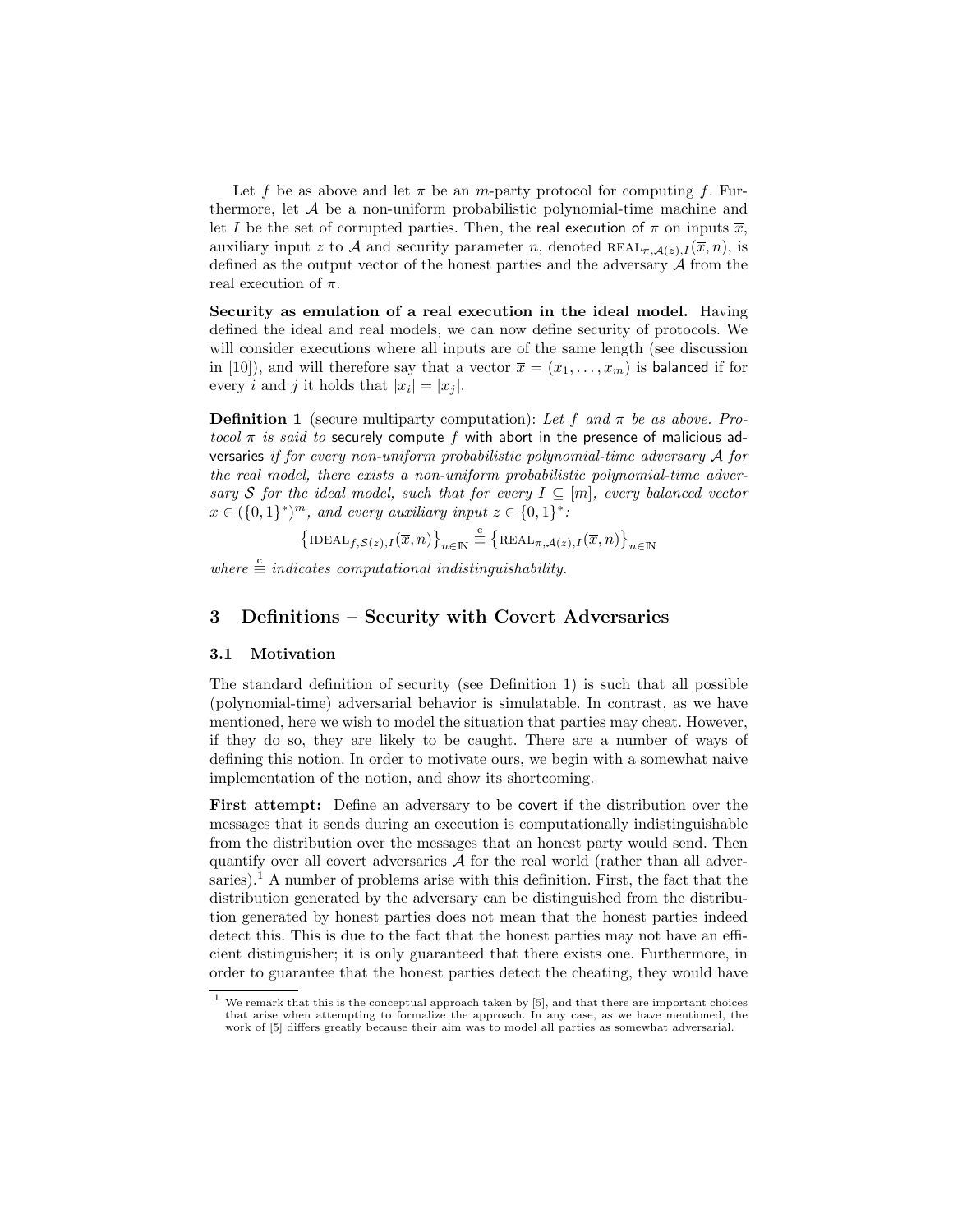Let $f$ be as above and let $\pi$ be an $m$-party protocol for computing $f$. Furthermore, let $\mathcal{A}$ be a non-uniform probabilistic polynomial-time machine and let $I$ be the set of corrupted parties. Then, the real execution of $\pi$ on inputs $\overline{x}$, auxiliary input $z$ to $\mathcal{A}$ and security parameter $n$, denoted $\text{REAL}_{\pi,\mathcal{A}(z),I}(\overline{x}, n)$, is defined as the output vector of the honest parties and the adversary $\mathcal{A}$ from the real execution of $\pi$.

**Security as emulation of a real execution in the ideal model.** Having defined the ideal and real models, we can now define security of protocols. We will consider executions where all inputs are of the same length (see discussion in [10]), and will therefore say that a vector $\overline{x} = (x_1, \ldots, x_m)$ is balanced if for every $i$ and $j$ it holds that $|x_i| = |x_j|$.

**Definition 1** (secure multiparty computation): *Let $f$ and $\pi$ be as above. Protocol $\pi$ is said to* securely compute $f$ with abort in the presence of malicious adversaries *if for every non-uniform probabilistic polynomial-time adversary $\mathcal{A}$ for the real model, there exists a non-uniform probabilistic polynomial-time adversary $\mathcal{S}$ for the ideal model, such that for every $I \subseteq [m]$, every balanced vector $\overline{x} \in (\{0,1\}^*)^m$, and every auxiliary input $z \in \{0,1\}^*$:*

$$\left\{\text{IDEAL}_{f,\mathcal{S}(z),I}(\overline{x}, n)\right\}_{n\in\mathbb{N}} \stackrel{\text{c}}{\equiv} \left\{\text{REAL}_{\pi,\mathcal{A}(z),I}(\overline{x}, n)\right\}_{n\in\mathbb{N}}$$

*where $\stackrel{\text{c}}{\equiv}$ indicates computational indistinguishability.*

## 3 Definitions – Security with Covert Adversaries

### 3.1 Motivation

The standard definition of security (see Definition 1) is such that all possible (polynomial-time) adversarial behavior is simulatable. In contrast, as we have mentioned, here we wish to model the situation that parties may cheat. However, if they do so, they are likely to be caught. There are a number of ways of defining this notion. In order to motivate ours, we begin with a somewhat naive implementation of the notion, and show its shortcoming.

**First attempt:** Define an adversary to be covert if the distribution over the messages that it sends during an execution is computationally indistinguishable from the distribution over the messages that an honest party would send. Then quantify over all covert adversaries $\mathcal{A}$ for the real world (rather than all adversaries).[1] A number of problems arise with this definition. First, the fact that the distribution generated by the adversary can be distinguished from the distribution generated by honest parties does not mean that the honest parties indeed detect this. This is due to the fact that the honest parties may not have an efficient distinguisher; it is only guaranteed that there exists one. Furthermore, in order to guarantee that the honest parties detect the cheating, they would have

[1] We remark that this is the conceptual approach taken by [5], and that there are important choices that arise when attempting to formalize the approach. In any case, as we have mentioned, the work of [5] differs greatly because their aim was to model all parties as somewhat adversarial.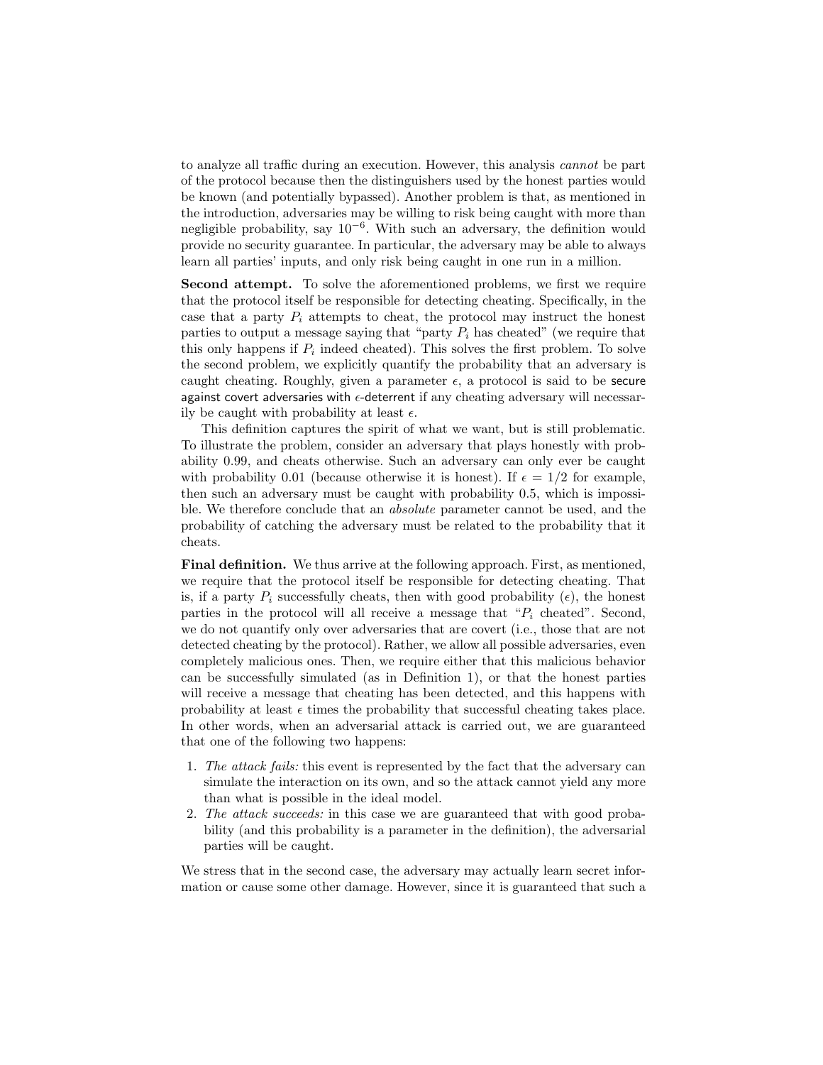to analyze all traffic during an execution. However, this analysis *cannot* be part of the protocol because then the distinguishers used by the honest parties would be known (and potentially bypassed). Another problem is that, as mentioned in the introduction, adversaries may be willing to risk being caught with more than negligible probability, say $10^{-6}$. With such an adversary, the definition would provide no security guarantee. In particular, the adversary may be able to always learn all parties' inputs, and only risk being caught in one run in a million.

**Second attempt.** To solve the aforementioned problems, we first we require that the protocol itself be responsible for detecting cheating. Specifically, in the case that a party $P_i$ attempts to cheat, the protocol may instruct the honest parties to output a message saying that "party $P_i$ has cheated" (we require that this only happens if $P_i$ indeed cheated). This solves the first problem. To solve the second problem, we explicitly quantify the probability that an adversary is caught cheating. Roughly, given a parameter $\epsilon$, a protocol is said to be secure against covert adversaries with $\epsilon$-deterrent if any cheating adversary will necessarily be caught with probability at least $\epsilon$.

This definition captures the spirit of what we want, but is still problematic. To illustrate the problem, consider an adversary that plays honestly with probability 0.99, and cheats otherwise. Such an adversary can only ever be caught with probability 0.01 (because otherwise it is honest). If $\epsilon = 1/2$ for example, then such an adversary must be caught with probability 0.5, which is impossible. We therefore conclude that an *absolute* parameter cannot be used, and the probability of catching the adversary must be related to the probability that it cheats.

**Final definition.** We thus arrive at the following approach. First, as mentioned, we require that the protocol itself be responsible for detecting cheating. That is, if a party $P_i$ successfully cheats, then with good probability ($\epsilon$), the honest parties in the protocol will all receive a message that "$P_i$ cheated". Second, we do not quantify only over adversaries that are covert (i.e., those that are not detected cheating by the protocol). Rather, we allow all possible adversaries, even completely malicious ones. Then, we require either that this malicious behavior can be successfully simulated (as in Definition 1), or that the honest parties will receive a message that cheating has been detected, and this happens with probability at least $\epsilon$ times the probability that successful cheating takes place. In other words, when an adversarial attack is carried out, we are guaranteed that one of the following two happens:

1. *The attack fails:* this event is represented by the fact that the adversary can simulate the interaction on its own, and so the attack cannot yield any more than what is possible in the ideal model.
2. *The attack succeeds:* in this case we are guaranteed that with good probability (and this probability is a parameter in the definition), the adversarial parties will be caught.

We stress that in the second case, the adversary may actually learn secret information or cause some other damage. However, since it is guaranteed that such a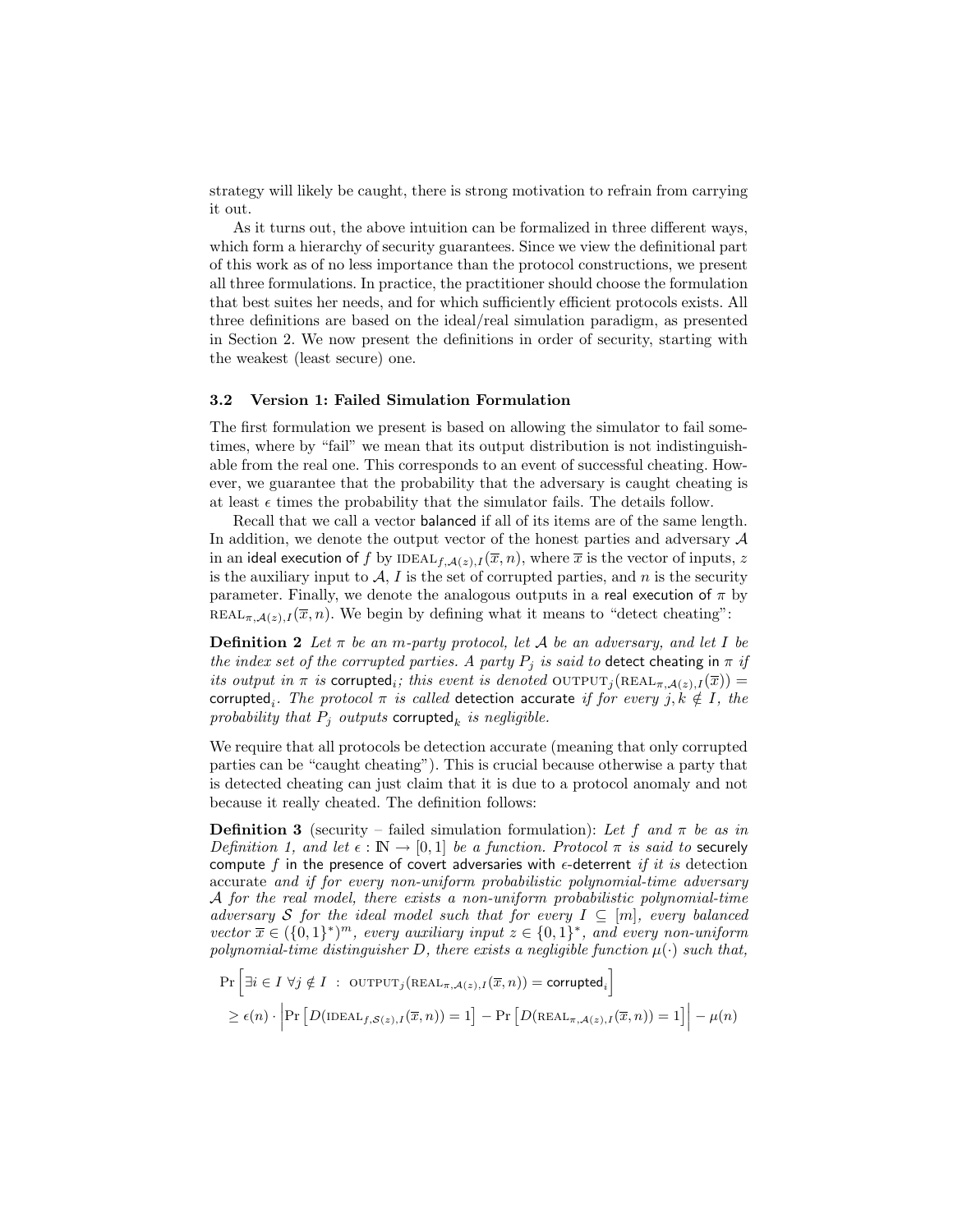strategy will likely be caught, there is strong motivation to refrain from carrying it out.

As it turns out, the above intuition can be formalized in three different ways, which form a hierarchy of security guarantees. Since we view the definitional part of this work as of no less importance than the protocol constructions, we present all three formulations. In practice, the practitioner should choose the formulation that best suites her needs, and for which sufficiently efficient protocols exists. All three definitions are based on the ideal/real simulation paradigm, as presented in Section 2. We now present the definitions in order of security, starting with the weakest (least secure) one.

### 3.2 Version 1: Failed Simulation Formulation

The first formulation we present is based on allowing the simulator to fail sometimes, where by "fail" we mean that its output distribution is not indistinguishable from the real one. This corresponds to an event of successful cheating. However, we guarantee that the probability that the adversary is caught cheating is at least $\epsilon$ times the probability that the simulator fails. The details follow.

Recall that we call a vector balanced if all of its items are of the same length. In addition, we denote the output vector of the honest parties and adversary $\mathcal{A}$ in an ideal execution of $f$ by $\text{IDEAL}_{f,\mathcal{A}(z),I}(\overline{x}, n)$, where $\overline{x}$ is the vector of inputs, $z$ is the auxiliary input to $\mathcal{A}$, $I$ is the set of corrupted parties, and $n$ is the security parameter. Finally, we denote the analogous outputs in a real execution of $\pi$ by $\text{REAL}_{\pi,\mathcal{A}(z),I}(\overline{x}, n)$. We begin by defining what it means to "detect cheating":

**Definition 2** *Let $\pi$ be an $m$-party protocol, let $\mathcal{A}$ be an adversary, and let $I$ be the index set of the corrupted parties. A party $P_j$ is said to* detect cheating *in $\pi$ if its output in $\pi$ is* $\text{corrupted}_i$*; this event is denoted* $\text{OUTPUT}_j(\text{REAL}_{\pi,\mathcal{A}(z),I}(\overline{x})) = \text{corrupted}_i$. *The protocol $\pi$ is called* detection accurate *if for every $j, k \notin I$, the probability that $P_j$ outputs $\text{corrupted}_k$ is negligible.*

We require that all protocols be detection accurate (meaning that only corrupted parties can be "caught cheating"). This is crucial because otherwise a party that is detected cheating can just claim that it is due to a protocol anomaly and not because it really cheated. The definition follows:

**Definition 3** (security – failed simulation formulation): *Let $f$ and $\pi$ be as in Definition 1, and let $\epsilon : \mathbb{N} \rightarrow [0, 1]$ be a function. Protocol $\pi$ is said to* securely compute $f$ in the presence of covert adversaries with $\epsilon$-deterrent *if it is* detection accurate *and if for every non-uniform probabilistic polynomial-time adversary $\mathcal{A}$ for the real model, there exists a non-uniform probabilistic polynomial-time adversary $\mathcal{S}$ for the ideal model such that for every $I \subseteq [m]$, every balanced vector $\overline{x} \in (\{0,1\}^*)^m$, every auxiliary input $z \in \{0,1\}^*$, and every non-uniform polynomial-time distinguisher $D$, there exists a negligible function $\mu(\cdot)$ such that,*

$$
\begin{aligned}
&\Pr\Big[\exists i \in I \;\forall j \notin I \;:\; \text{OUTPUT}_j(\text{REAL}_{\pi,\mathcal{A}(z),I}(\overline{x}, n)) = \text{corrupted}_i\Big] \\
&\geq \epsilon(n) \cdot \Big|\Pr\big[D(\text{IDEAL}_{f,\mathcal{S}(z),I}(\overline{x}, n)) = 1\big] - \Pr\big[D(\text{REAL}_{\pi,\mathcal{A}(z),I}(\overline{x}, n)) = 1\big]\Big| - \mu(n)
\end{aligned}
$$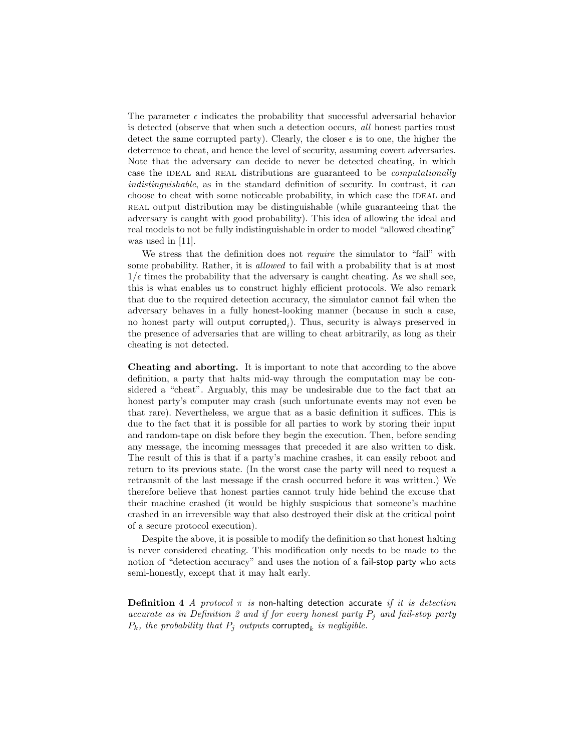The parameter $\epsilon$ indicates the probability that successful adversarial behavior is detected (observe that when such a detection occurs, *all* honest parties must detect the same corrupted party). Clearly, the closer $\epsilon$ is to one, the higher the deterrence to cheat, and hence the level of security, assuming covert adversaries. Note that the adversary can decide to never be detected cheating, in which case the IDEAL and REAL distributions are guaranteed to be *computationally indistinguishable*, as in the standard definition of security. In contrast, it can choose to cheat with some noticeable probability, in which case the IDEAL and REAL output distribution may be distinguishable (while guaranteeing that the adversary is caught with good probability). This idea of allowing the ideal and real models to not be fully indistinguishable in order to model "allowed cheating" was used in [11].

We stress that the definition does not *require* the simulator to "fail" with some probability. Rather, it is *allowed* to fail with a probability that is at most $1/\epsilon$ times the probability that the adversary is caught cheating. As we shall see, this is what enables us to construct highly efficient protocols. We also remark that due to the required detection accuracy, the simulator cannot fail when the adversary behaves in a fully honest-looking manner (because in such a case, no honest party will output $\mathsf{corrupted}_i$). Thus, security is always preserved in the presence of adversaries that are willing to cheat arbitrarily, as long as their cheating is not detected.

**Cheating and aborting.** It is important to note that according to the above definition, a party that halts mid-way through the computation may be considered a "cheat". Arguably, this may be undesirable due to the fact that an honest party's computer may crash (such unfortunate events may not even be that rare). Nevertheless, we argue that as a basic definition it suffices. This is due to the fact that it is possible for all parties to work by storing their input and random-tape on disk before they begin the execution. Then, before sending any message, the incoming messages that preceded it are also written to disk. The result of this is that if a party's machine crashes, it can easily reboot and return to its previous state. (In the worst case the party will need to request a retransmit of the last message if the crash occurred before it was written.) We therefore believe that honest parties cannot truly hide behind the excuse that their machine crashed (it would be highly suspicious that someone's machine crashed in an irreversible way that also destroyed their disk at the critical point of a secure protocol execution).

Despite the above, it is possible to modify the definition so that honest halting is never considered cheating. This modification only needs to be made to the notion of "detection accuracy" and uses the notion of a fail-stop party who acts semi-honestly, except that it may halt early.

**Definition 4** *A protocol $\pi$ is* non-halting detection accurate *if it is detection accurate as in Definition 2 and if for every honest party $P_j$ and fail-stop party $P_k$, the probability that $P_j$ outputs $\mathsf{corrupted}_k$ is negligible.*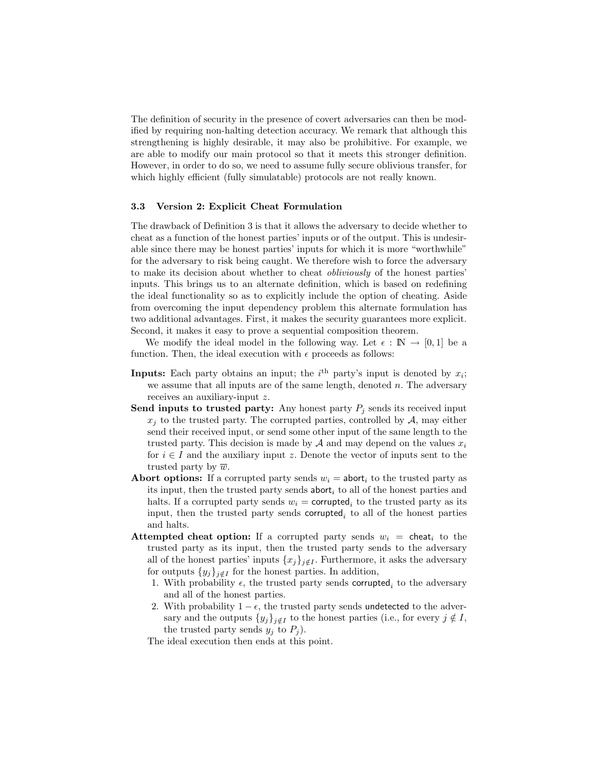The definition of security in the presence of covert adversaries can then be modified by requiring non-halting detection accuracy. We remark that although this strengthening is highly desirable, it may also be prohibitive. For example, we are able to modify our main protocol so that it meets this stronger definition. However, in order to do so, we need to assume fully secure oblivious transfer, for which highly efficient (fully simulatable) protocols are not really known.

### 3.3 Version 2: Explicit Cheat Formulation

The drawback of Definition 3 is that it allows the adversary to decide whether to cheat as a function of the honest parties' inputs or of the output. This is undesirable since there may be honest parties' inputs for which it is more "worthwhile" for the adversary to risk being caught. We therefore wish to force the adversary to make its decision about whether to cheat *obliviously* of the honest parties' inputs. This brings us to an alternate definition, which is based on redefining the ideal functionality so as to explicitly include the option of cheating. Aside from overcoming the input dependency problem this alternate formulation has two additional advantages. First, it makes the security guarantees more explicit. Second, it makes it easy to prove a sequential composition theorem.

We modify the ideal model in the following way. Let $\epsilon : \mathbb{N} \rightarrow [0,1]$ be a function. Then, the ideal execution with $\epsilon$ proceeds as follows:

**Inputs:** Each party obtains an input; the $i^{\text{th}}$ party's input is denoted by $x_i$; we assume that all inputs are of the same length, denoted $n$. The adversary receives an auxiliary-input $z$.

**Send inputs to trusted party:** Any honest party $P_j$ sends its received input $x_j$ to the trusted party. The corrupted parties, controlled by $\mathcal{A}$, may either send their received input, or send some other input of the same length to the trusted party. This decision is made by $\mathcal{A}$ and may depend on the values $x_i$ for $i \in I$ and the auxiliary input $z$. Denote the vector of inputs sent to the trusted party by $\overline{w}$.

**Abort options:** If a corrupted party sends $w_i = \mathsf{abort}_i$ to the trusted party as its input, then the trusted party sends $\mathsf{abort}_i$ to all of the honest parties and halts. If a corrupted party sends $w_i = \mathsf{corrupted}_i$ to the trusted party as its input, then the trusted party sends $\mathsf{corrupted}_i$ to all of the honest parties and halts.

**Attempted cheat option:** If a corrupted party sends $w_i = \mathsf{cheat}_i$ to the trusted party as its input, then the trusted party sends to the adversary all of the honest parties' inputs $\{x_j\}_{j \notin I}$. Furthermore, it asks the adversary for outputs $\{y_j\}_{j \notin I}$ for the honest parties. In addition,

1. With probability $\epsilon$, the trusted party sends $\mathsf{corrupted}_i$ to the adversary and all of the honest parties.
2. With probability $1 - \epsilon$, the trusted party sends $\mathsf{undetected}$ to the adversary and the outputs $\{y_j\}_{j \notin I}$ to the honest parties (i.e., for every $j \notin I$, the trusted party sends $y_j$ to $P_j$).

The ideal execution then ends at this point.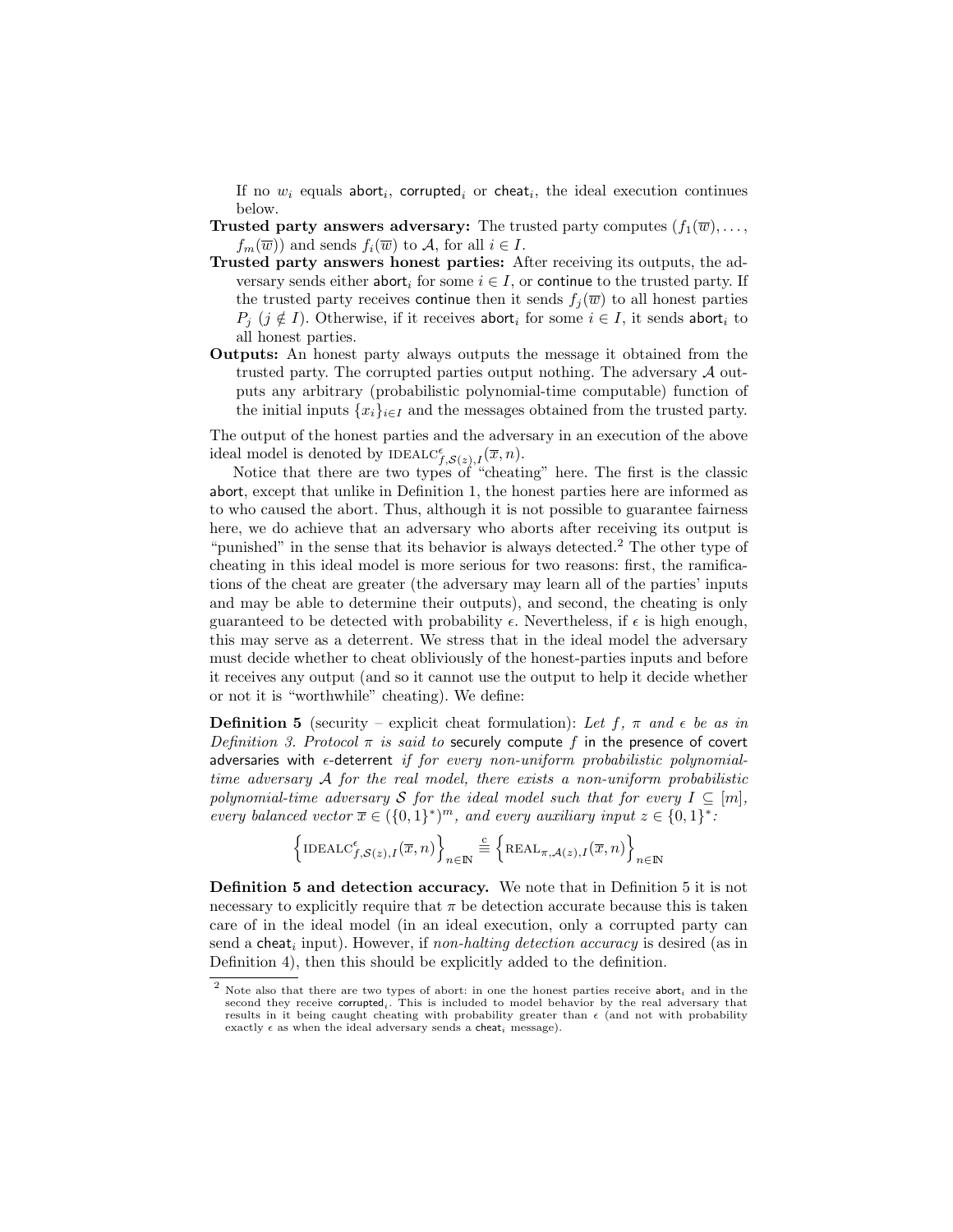If no $w_i$ equals $\mathsf{abort}_i$, $\mathsf{corrupted}_i$ or $\mathsf{cheat}_i$, the ideal execution continues below.

**Trusted party answers adversary:** The trusted party computes $(f_1(\overline{w}), \ldots, f_m(\overline{w}))$ and sends $f_i(\overline{w})$ to $\mathcal{A}$, for all $i \in I$.

**Trusted party answers honest parties:** After receiving its outputs, the adversary sends either $\mathsf{abort}_i$ for some $i \in I$, or $\mathsf{continue}$ to the trusted party. If the trusted party receives $\mathsf{continue}$ then it sends $f_j(\overline{w})$ to all honest parties $P_j$ ($j \notin I$). Otherwise, if it receives $\mathsf{abort}_i$ for some $i \in I$, it sends $\mathsf{abort}_i$ to all honest parties.

**Outputs:** An honest party always outputs the message it obtained from the trusted party. The corrupted parties output nothing. The adversary $\mathcal{A}$ outputs any arbitrary (probabilistic polynomial-time computable) function of the initial inputs $\{x_i\}_{i \in I}$ and the messages obtained from the trusted party.

The output of the honest parties and the adversary in an execution of the above ideal model is denoted by $\text{IDEALC}^{\epsilon}_{f,\mathcal{S}(z),I}(\overline{x}, n)$.

Notice that there are two types of "cheating" here. The first is the classic abort, except that unlike in Definition 1, the honest parties here are informed as to who caused the abort. Thus, although it is not possible to guarantee fairness here, we do achieve that an adversary who aborts after receiving its output is "punished" in the sense that its behavior is always detected.[2] The other type of cheating in this ideal model is more serious for two reasons: first, the ramifications of the cheat are greater (the adversary may learn all of the parties' inputs and may be able to determine their outputs), and second, the cheating is only guaranteed to be detected with probability $\epsilon$. Nevertheless, if $\epsilon$ is high enough, this may serve as a deterrent. We stress that in the ideal model the adversary must decide whether to cheat obliviously of the honest-parties inputs and before it receives any output (and so it cannot use the output to help it decide whether or not it is "worthwhile" cheating). We define:

**Definition 5** (security – explicit cheat formulation): *Let $f$, $\pi$ and $\epsilon$ be as in Definition 3. Protocol $\pi$ is said to* securely compute $f$ in the presence of covert adversaries with $\epsilon$-deterrent *if for every non-uniform probabilistic polynomial-time adversary $\mathcal{A}$ for the real model, there exists a non-uniform probabilistic polynomial-time adversary $\mathcal{S}$ for the ideal model such that for every $I \subseteq [m]$, every balanced vector $\overline{x} \in (\{0,1\}^*)^m$, and every auxiliary input $z \in \{0,1\}^*$:*

$$\left\{\text{IDEALC}^{\epsilon}_{f,\mathcal{S}(z),I}(\overline{x}, n)\right\}_{n \in \mathbb{N}} \stackrel{\text{c}}{\equiv} \left\{\text{REAL}_{\pi,\mathcal{A}(z),I}(\overline{x}, n)\right\}_{n \in \mathbb{N}}$$

**Definition 5 and detection accuracy.** We note that in Definition 5 it is not necessary to explicitly require that $\pi$ be detection accurate because this is taken care of in the ideal model (in an ideal execution, only a corrupted party can send a $\mathsf{cheat}_i$ input). However, if *non-halting detection accuracy* is desired (as in Definition 4), then this should be explicitly added to the definition.

[2] Note also that there are two types of abort: in one the honest parties receive $\mathsf{abort}_i$ and in the second they receive $\mathsf{corrupted}_i$. This is included to model behavior by the real adversary that results in it being caught cheating with probability greater than $\epsilon$ (and not with probability exactly $\epsilon$ as when the ideal adversary sends a $\mathsf{cheat}_i$ message).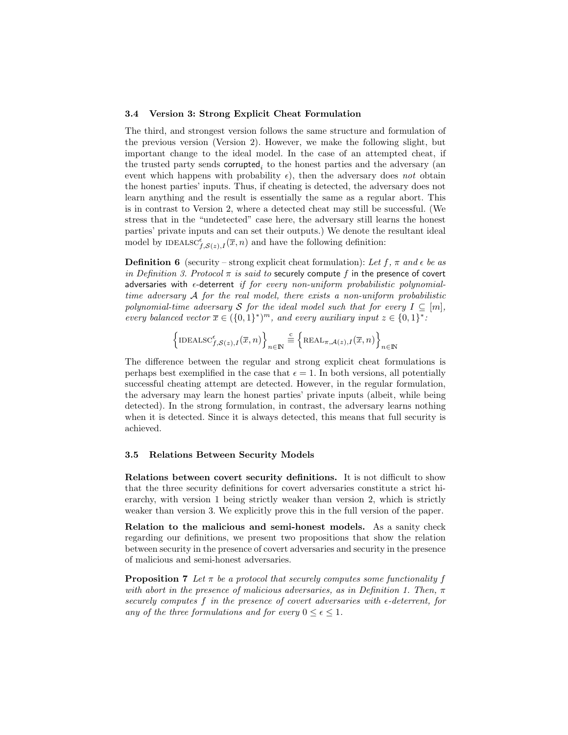### 3.4 Version 3: Strong Explicit Cheat Formulation

The third, and strongest version follows the same structure and formulation of the previous version (Version 2). However, we make the following slight, but important change to the ideal model. In the case of an attempted cheat, if the trusted party sends $\mathsf{corrupted}_i$ to the honest parties and the adversary (an event which happens with probability $\epsilon$), then the adversary does *not* obtain the honest parties' inputs. Thus, if cheating is detected, the adversary does not learn anything and the result is essentially the same as a regular abort. This is in contrast to Version 2, where a detected cheat may still be successful. (We stress that in the "undetected" case here, the adversary still learns the honest parties' private inputs and can set their outputs.) We denote the resultant ideal model by $\text{IDEALSC}^{\epsilon}_{f,\mathcal{S}(z),I}(\overline{x}, n)$ and have the following definition:

**Definition 6** (security – strong explicit cheat formulation): *Let $f$, $\pi$ and $\epsilon$ be as in Definition 3. Protocol $\pi$ is said to* securely compute $f$ in the presence of covert adversaries with $\epsilon$-deterrent *if for every non-uniform probabilistic polynomial-time adversary $\mathcal{A}$ for the real model, there exists a non-uniform probabilistic polynomial-time adversary $\mathcal{S}$ for the ideal model such that for every $I \subseteq [m]$, every balanced vector $\overline{x} \in (\{0,1\}^*)^m$, and every auxiliary input $z \in \{0,1\}^*$:*

$$\left\{\text{IDEALSC}^{\epsilon}_{f,\mathcal{S}(z),I}(\overline{x}, n)\right\}_{n\in\mathbb{N}} \stackrel{\text{c}}{\equiv} \left\{\text{REAL}_{\pi,\mathcal{A}(z),I}(\overline{x}, n)\right\}_{n\in\mathbb{N}}$$

The difference between the regular and strong explicit cheat formulations is perhaps best exemplified in the case that $\epsilon = 1$. In both versions, all potentially successful cheating attempt are detected. However, in the regular formulation, the adversary may learn the honest parties' private inputs (albeit, while being detected). In the strong formulation, in contrast, the adversary learns nothing when it is detected. Since it is always detected, this means that full security is achieved.

### 3.5 Relations Between Security Models

**Relations between covert security definitions.** It is not difficult to show that the three security definitions for covert adversaries constitute a strict hierarchy, with version 1 being strictly weaker than version 2, which is strictly weaker than version 3. We explicitly prove this in the full version of the paper.

**Relation to the malicious and semi-honest models.** As a sanity check regarding our definitions, we present two propositions that show the relation between security in the presence of covert adversaries and security in the presence of malicious and semi-honest adversaries.

**Proposition 7** *Let $\pi$ be a protocol that securely computes some functionality $f$ with abort in the presence of malicious adversaries, as in Definition 1. Then, $\pi$ securely computes $f$ in the presence of covert adversaries with $\epsilon$-deterrent, for any of the three formulations and for every $0 \leq \epsilon \leq 1$.*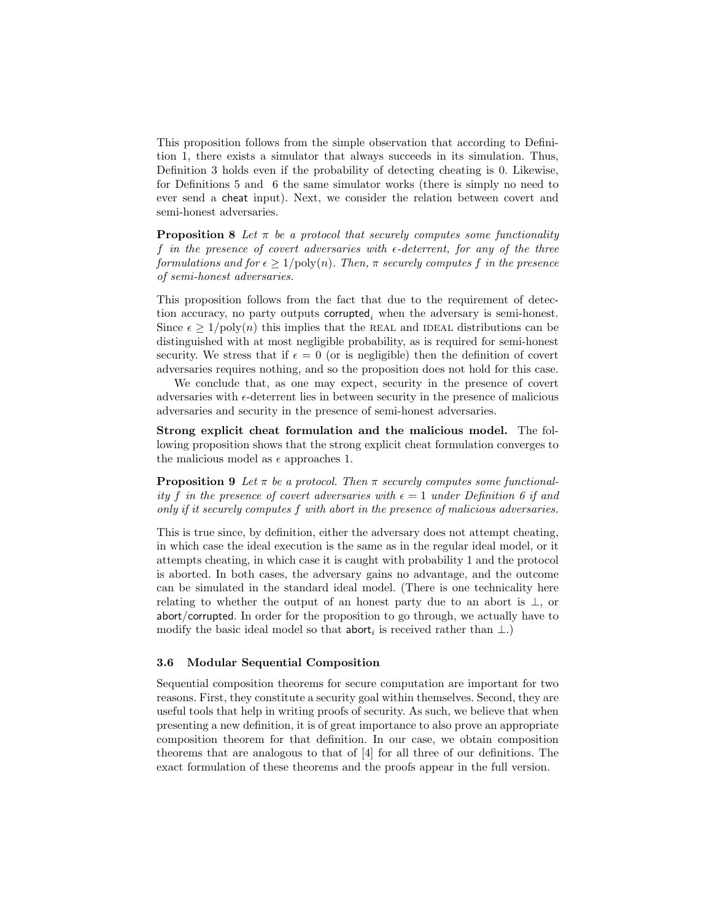This proposition follows from the simple observation that according to Definition 1, there exists a simulator that always succeeds in its simulation. Thus, Definition 3 holds even if the probability of detecting cheating is 0. Likewise, for Definitions 5 and 6 the same simulator works (there is simply no need to ever send a cheat input). Next, we consider the relation between covert and semi-honest adversaries.

**Proposition 8** *Let $\pi$ be a protocol that securely computes some functionality $f$ in the presence of covert adversaries with $\epsilon$-deterrent, for any of the three formulations and for $\epsilon \geq 1/\text{poly}(n)$. Then, $\pi$ securely computes $f$ in the presence of semi-honest adversaries.*

This proposition follows from the fact that due to the requirement of detection accuracy, no party outputs $\mathsf{corrupted}_i$ when the adversary is semi-honest. Since $\epsilon \geq 1/\text{poly}(n)$ this implies that the REAL and IDEAL distributions can be distinguished with at most negligible probability, as is required for semi-honest security. We stress that if $\epsilon = 0$ (or is negligible) then the definition of covert adversaries requires nothing, and so the proposition does not hold for this case.

We conclude that, as one may expect, security in the presence of covert adversaries with $\epsilon$-deterrent lies in between security in the presence of malicious adversaries and security in the presence of semi-honest adversaries.

**Strong explicit cheat formulation and the malicious model.** The following proposition shows that the strong explicit cheat formulation converges to the malicious model as $\epsilon$ approaches 1.

**Proposition 9** *Let $\pi$ be a protocol. Then $\pi$ securely computes some functionality $f$ in the presence of covert adversaries with $\epsilon = 1$ under Definition 6 if and only if it securely computes $f$ with abort in the presence of malicious adversaries.*

This is true since, by definition, either the adversary does not attempt cheating, in which case the ideal execution is the same as in the regular ideal model, or it attempts cheating, in which case it is caught with probability 1 and the protocol is aborted. In both cases, the adversary gains no advantage, and the outcome can be simulated in the standard ideal model. (There is one technicality here relating to whether the output of an honest party due to an abort is $\perp$, or abort/corrupted. In order for the proposition to go through, we actually have to modify the basic ideal model so that $\mathsf{abort}_i$ is received rather than $\perp$.)

### 3.6 Modular Sequential Composition

Sequential composition theorems for secure computation are important for two reasons. First, they constitute a security goal within themselves. Second, they are useful tools that help in writing proofs of security. As such, we believe that when presenting a new definition, it is of great importance to also prove an appropriate composition theorem for that definition. In our case, we obtain composition theorems that are analogous to that of [4] for all three of our definitions. The exact formulation of these theorems and the proofs appear in the full version.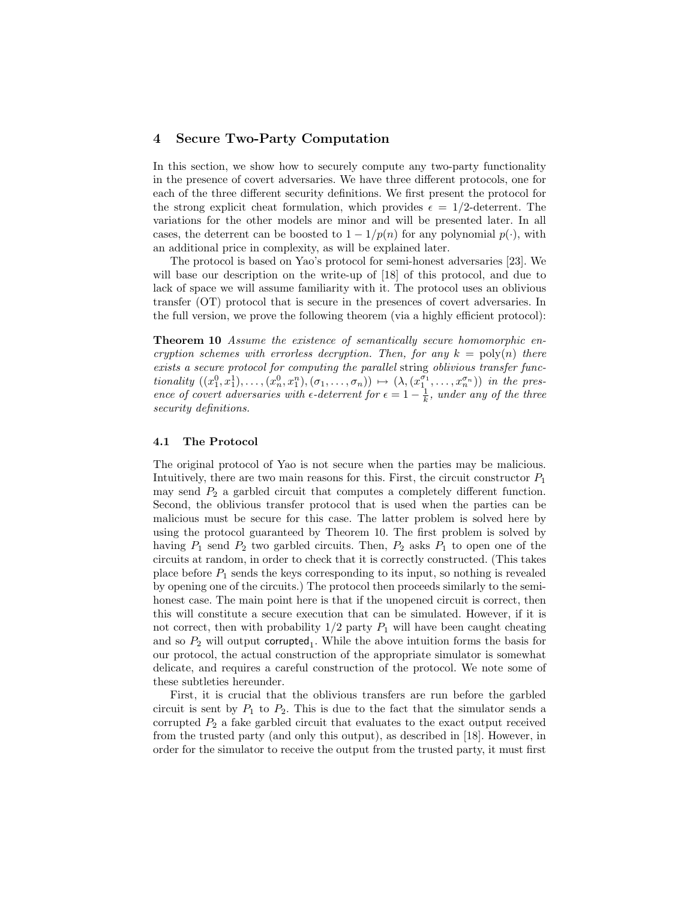## 4 Secure Two-Party Computation

In this section, we show how to securely compute any two-party functionality in the presence of covert adversaries. We have three different protocols, one for each of the three different security definitions. We first present the protocol for the strong explicit cheat formulation, which provides $\epsilon = 1/2$-deterrent. The variations for the other models are minor and will be presented later. In all cases, the deterrent can be boosted to $1 - 1/p(n)$ for any polynomial $p(\cdot)$, with an additional price in complexity, as will be explained later.

The protocol is based on Yao's protocol for semi-honest adversaries [23]. We will base our description on the write-up of [18] of this protocol, and due to lack of space we will assume familiarity with it. The protocol uses an oblivious transfer (OT) protocol that is secure in the presences of covert adversaries. In the full version, we prove the following theorem (via a highly efficient protocol):

**Theorem 10** *Assume the existence of semantically secure homomorphic encryption schemes with errorless decryption. Then, for any $k = \text{poly}(n)$ there exists a secure protocol for computing the parallel* string *oblivious transfer functionality $((x_1^0, x_1^1), \ldots, (x_n^0, x_1^n), (\sigma_1, \ldots, \sigma_n)) \mapsto (\lambda, (x_1^{\sigma_1}, \ldots, x_n^{\sigma_n}))$ in the presence of covert adversaries with $\epsilon$-deterrent for $\epsilon = 1 - \frac{1}{k}$, under any of the three security definitions.*

### 4.1 The Protocol

The original protocol of Yao is not secure when the parties may be malicious. Intuitively, there are two main reasons for this. First, the circuit constructor $P_1$ may send $P_2$ a garbled circuit that computes a completely different function. Second, the oblivious transfer protocol that is used when the parties can be malicious must be secure for this case. The latter problem is solved here by using the protocol guaranteed by Theorem 10. The first problem is solved by having $P_1$ send $P_2$ two garbled circuits. Then, $P_2$ asks $P_1$ to open one of the circuits at random, in order to check that it is correctly constructed. (This takes place before $P_1$ sends the keys corresponding to its input, so nothing is revealed by opening one of the circuits.) The protocol then proceeds similarly to the semi-honest case. The main point here is that if the unopened circuit is correct, then this will constitute a secure execution that can be simulated. However, if it is not correct, then with probability 1/2 party $P_1$ will have been caught cheating and so $P_2$ will output $\mathsf{corrupted}_1$. While the above intuition forms the basis for our protocol, the actual construction of the appropriate simulator is somewhat delicate, and requires a careful construction of the protocol. We note some of these subtleties hereunder.

First, it is crucial that the oblivious transfers are run before the garbled circuit is sent by $P_1$ to $P_2$. This is due to the fact that the simulator sends a corrupted $P_2$ a fake garbled circuit that evaluates to the exact output received from the trusted party (and only this output), as described in [18]. However, in order for the simulator to receive the output from the trusted party, it must first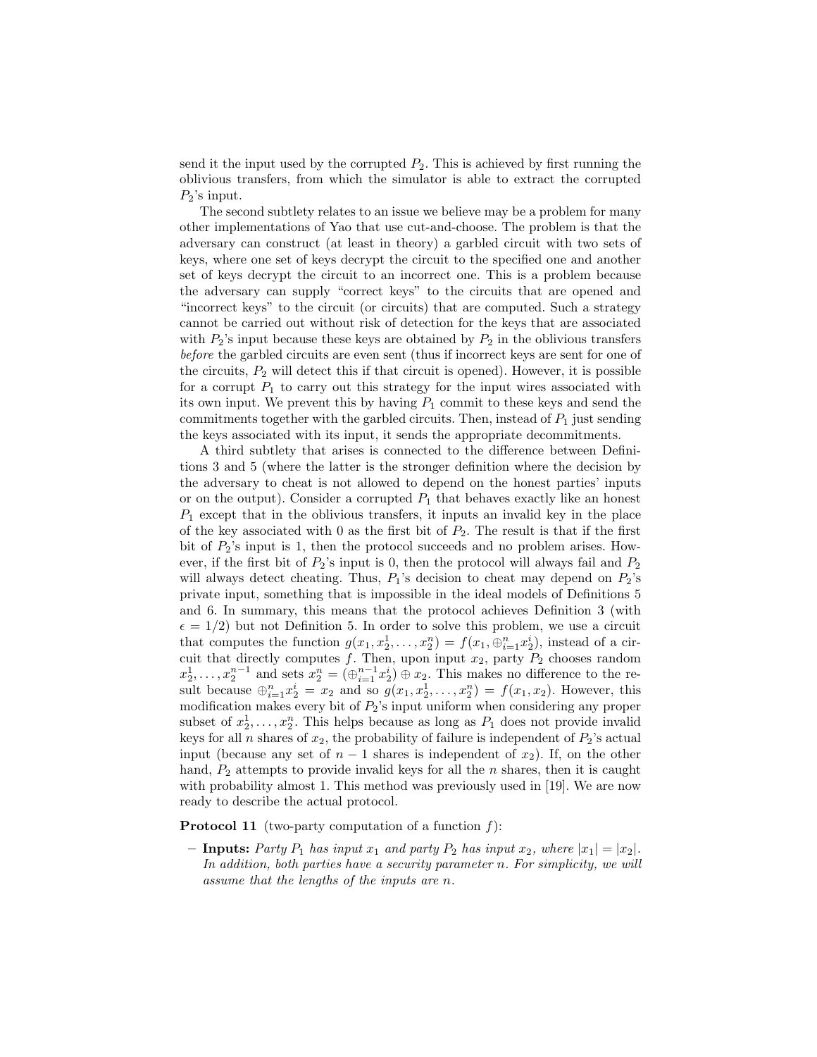send it the input used by the corrupted $P_2$. This is achieved by first running the oblivious transfers, from which the simulator is able to extract the corrupted $P_2$'s input.

The second subtlety relates to an issue we believe may be a problem for many other implementations of Yao that use cut-and-choose. The problem is that the adversary can construct (at least in theory) a garbled circuit with two sets of keys, where one set of keys decrypt the circuit to the specified one and another set of keys decrypt the circuit to an incorrect one. This is a problem because the adversary can supply "correct keys" to the circuits that are opened and "incorrect keys" to the circuit (or circuits) that are computed. Such a strategy cannot be carried out without risk of detection for the keys that are associated with $P_2$'s input because these keys are obtained by $P_2$ in the oblivious transfers *before* the garbled circuits are even sent (thus if incorrect keys are sent for one of the circuits, $P_2$ will detect this if that circuit is opened). However, it is possible for a corrupt $P_1$ to carry out this strategy for the input wires associated with its own input. We prevent this by having $P_1$ commit to these keys and send the commitments together with the garbled circuits. Then, instead of $P_1$ just sending the keys associated with its input, it sends the appropriate decommitments.

A third subtlety that arises is connected to the difference between Definitions 3 and 5 (where the latter is the stronger definition where the decision by the adversary to cheat is not allowed to depend on the honest parties' inputs or on the output). Consider a corrupted $P_1$ that behaves exactly like an honest $P_1$ except that in the oblivious transfers, it inputs an invalid key in the place of the key associated with 0 as the first bit of $P_2$. The result is that if the first bit of $P_2$'s input is 1, then the protocol succeeds and no problem arises. However, if the first bit of $P_2$'s input is 0, then the protocol will always fail and $P_2$ will always detect cheating. Thus, $P_1$'s decision to cheat may depend on $P_2$'s private input, something that is impossible in the ideal models of Definitions 5 and 6. In summary, this means that the protocol achieves Definition 3 (with $\epsilon = 1/2$) but not Definition 5. In order to solve this problem, we use a circuit that computes the function $g(x_1, x_2^1, \ldots, x_2^n) = f(x_1, \oplus_{i=1}^n x_2^i)$, instead of a circuit that directly computes $f$. Then, upon input $x_2$, party $P_2$ chooses random $x_2^1, \ldots, x_2^{n-1}$ and sets $x_2^n = (\oplus_{i=1}^{n-1} x_2^i) \oplus x_2$. This makes no difference to the result because $\oplus_{i=1}^n x_2^i = x_2$ and so $g(x_1, x_2^1, \ldots, x_2^n) = f(x_1, x_2)$. However, this modification makes every bit of $P_2$'s input uniform when considering any proper subset of $x_2^1, \ldots, x_2^n$. This helps because as long as $P_1$ does not provide invalid keys for all $n$ shares of $x_2$, the probability of failure is independent of $P_2$'s actual input (because any set of $n-1$ shares is independent of $x_2$). If, on the other hand, $P_2$ attempts to provide invalid keys for all the $n$ shares, then it is caught with probability almost 1. This method was previously used in [19]. We are now ready to describe the actual protocol.

**Protocol 11** (two-party computation of a function $f$):

- **Inputs:** *Party $P_1$ has input $x_1$ and party $P_2$ has input $x_2$, where $|x_1| = |x_2|$. In addition, both parties have a security parameter $n$. For simplicity, we will assume that the lengths of the inputs are $n$.*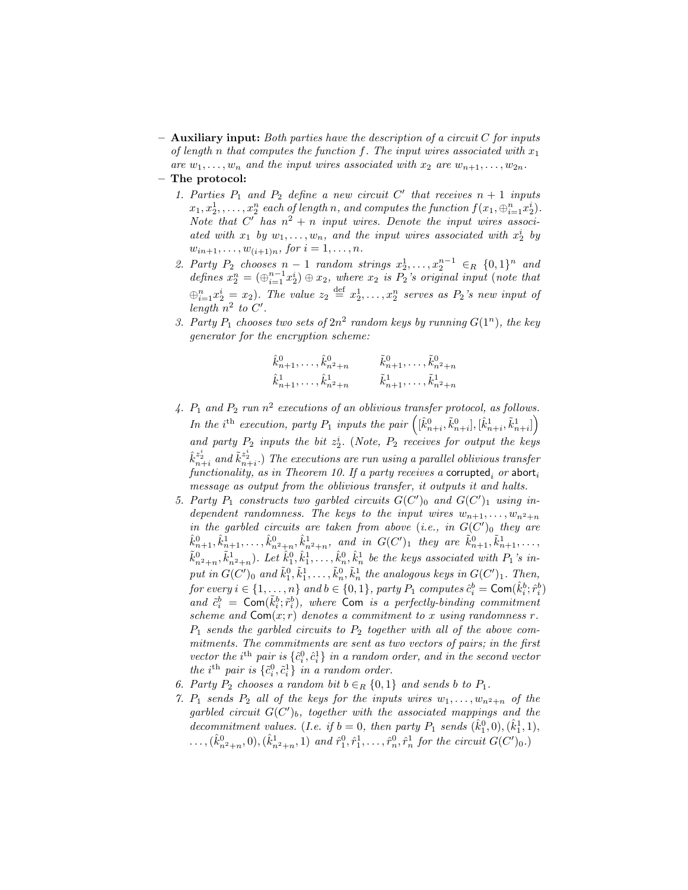- **Auxiliary input:** *Both parties have the description of a circuit $C$ for inputs of length $n$ that computes the function $f$. The input wires associated with $x_1$ are $w_1, \ldots, w_n$ and the input wires associated with $x_2$ are $w_{n+1}, \ldots, w_{2n}$.*
- **The protocol:**
  1. *Parties $P_1$ and $P_2$ define a new circuit $C'$ that receives $n+1$ inputs $x_1, x_2^1, \ldots, x_2^n$ each of length $n$, and computes the function $f(x_1, \oplus_{i=1}^n x_2^i)$. Note that $C'$ has $n^2+n$ input wires. Denote the input wires associated with $x_1$ by $w_1, \ldots, w_n$, and the input wires associated with $x_2^i$ by $w_{in+1}, \ldots, w_{(i+1)n}$, for $i = 1, \ldots, n$.*
  2. *Party $P_2$ chooses $n-1$ random strings $x_2^1, \ldots, x_2^{n-1} \in_R \{0,1\}^n$ and defines $x_2^n = (\oplus_{i=1}^{n-1} x_2^i) \oplus x_2$, where $x_2$ is $P_2$'s original input (note that $\oplus_{i=1}^n x_2^i = x_2$). The value $z_2 \stackrel{\text{def}}{=} x_2^1, \ldots, x_2^n$ serves as $P_2$'s new input of length $n^2$ to $C'$.*
  3. *Party $P_1$ chooses two sets of $2n^2$ random keys by running $G(1^n)$, the key generator for the encryption scheme:*
  $$\begin{array}{ll} \hat{k}_{n+1}^0, \ldots, \hat{k}_{n^2+n}^0 & \tilde{k}_{n+1}^0, \ldots, \tilde{k}_{n^2+n}^0 \\ \hat{k}_{n+1}^1, \ldots, \hat{k}_{n^2+n}^1 & \tilde{k}_{n+1}^1, \ldots, \tilde{k}_{n^2+n}^1 \end{array}$$
  4. *$P_1$ and $P_2$ run $n^2$ executions of an oblivious transfer protocol, as follows. In the $i^{\text{th}}$ execution, party $P_1$ inputs the pair $\left([\hat{k}_{n+i}^0, \tilde{k}_{n+i}^0], [\hat{k}_{n+i}^1, \tilde{k}_{n+i}^1]\right)$ and party $P_2$ inputs the bit $z_2^i$. (Note, $P_2$ receives for output the keys $\hat{k}_{n+i}^{z_2^i}$ and $\tilde{k}_{n+i}^{z_2^i}$.) The executions are run using a parallel oblivious transfer functionality, as in Theorem 10. If a party receives a $\mathsf{corrupted}_i$ or $\mathsf{abort}_i$ message as output from the oblivious transfer, it outputs it and halts.*
  5. *Party $P_1$ constructs two garbled circuits $G(C')_0$ and $G(C')_1$ using independent randomness. The keys to the input wires $w_{n+1}, \ldots, w_{n^2+n}$ in the garbled circuits are taken from above (i.e., in $G(C')_0$ they are $\hat{k}_{n+1}^0, \hat{k}_{n+1}^1, \ldots, \hat{k}_{n^2+n}^0, \hat{k}_{n^2+n}^1$, and in $G(C')_1$ they are $\tilde{k}_{n+1}^0, \tilde{k}_{n+1}^1, \ldots, \tilde{k}_{n^2+n}^0, \tilde{k}_{n^2+n}^1$). Let $\hat{k}_1^0, \hat{k}_1^1, \ldots, \hat{k}_n^0, \hat{k}_n^1$ be the keys associated with $P_1$'s input in $G(C')_0$ and $\tilde{k}_1^0, \tilde{k}_1^1, \ldots, \tilde{k}_n^0, \tilde{k}_n^1$ the analogous keys in $G(C')_1$. Then, for every $i \in \{1, \ldots, n\}$ and $b \in \{0,1\}$, party $P_1$ computes $\hat{c}_i^b = \mathsf{Com}(\hat{k}_i^b; \hat{r}_i^b)$ and $\tilde{c}_i^b = \mathsf{Com}(\tilde{k}_i^b; \tilde{r}_i^b)$, where $\mathsf{Com}$ is a perfectly-binding commitment scheme and $\mathsf{Com}(x; r)$ denotes a commitment to $x$ using randomness $r$. $P_1$ sends the garbled circuits to $P_2$ together with all of the above commitments. The commitments are sent as two vectors of pairs; in the first vector the $i^{\text{th}}$ pair is $\{\hat{c}_i^0, \hat{c}_i^1\}$ in a random order, and in the second vector the $i^{\text{th}}$ pair is $\{\tilde{c}_i^0, \tilde{c}_i^1\}$ in a random order.*
  6. *Party $P_2$ chooses a random bit $b \in_R \{0,1\}$ and sends $b$ to $P_1$.*
  7. *$P_1$ sends $P_2$ all of the keys for the inputs wires $w_1, \ldots, w_{n^2+n}$ of the garbled circuit $G(C')_b$, together with the associated mappings and the decommitment values. (I.e. if $b=0$, then party $P_1$ sends $(\hat{k}_1^0, 0), (\hat{k}_1^1, 1), \ldots, (\hat{k}_{n^2+n}^0, 0), (\hat{k}_{n^2+n}^1, 1)$ and $\hat{r}_1^0, \hat{r}_1^1, \ldots, \hat{r}_n^0, \hat{r}_n^1$ for the circuit $G(C')_0$.)*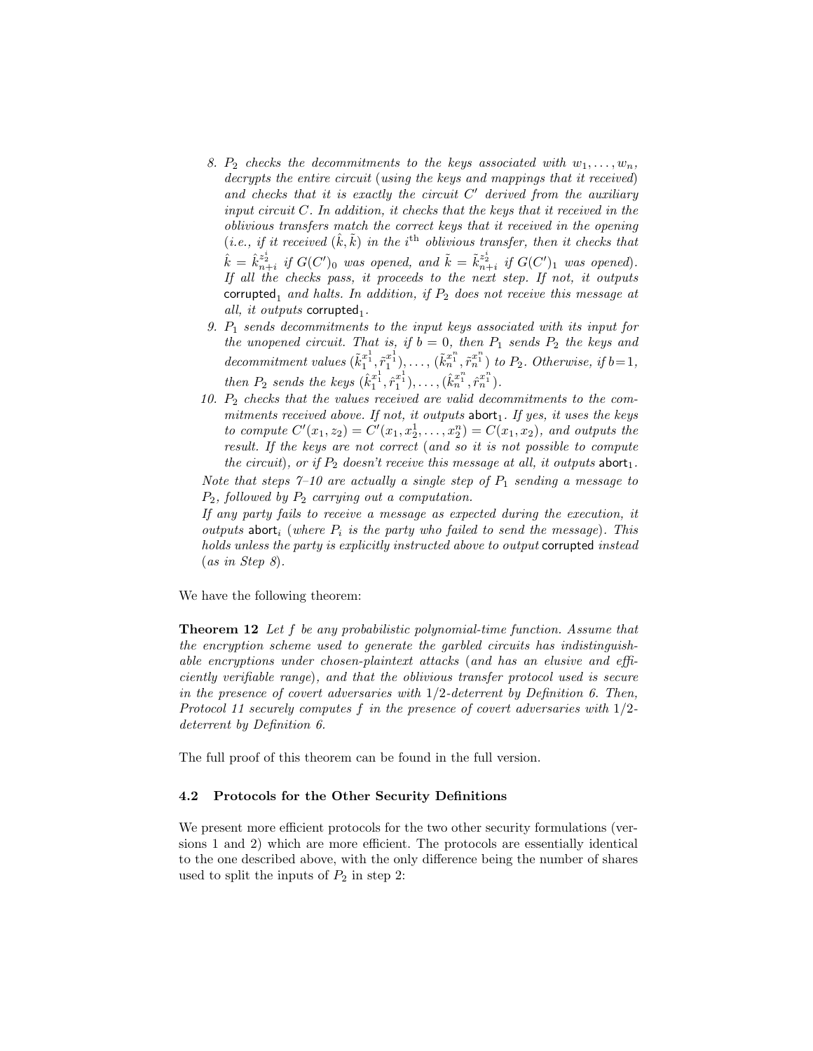8. $P_2$ *checks the decommitments to the keys associated with* $w_1, \ldots, w_n$*, decrypts the entire circuit (using the keys and mappings that it received) and checks that it is exactly the circuit* $C'$ *derived from the auxiliary input circuit* $C$*. In addition, it checks that the keys that it received in the oblivious transfers match the correct keys that it received in the opening (i.e., if it received* $(\hat{k}, \tilde{k})$ *in the* $i^{\text{th}}$ *oblivious transfer, then it checks that* $\hat{k} = \hat{k}_{n+i}^{z_2^i}$ *if* $G(C')_0$ *was opened, and* $\tilde{k} = \tilde{k}_{n+i}^{z_2^i}$ *if* $G(C')_1$ *was opened). If all the checks pass, it proceeds to the next step. If not, it outputs* $\mathsf{corrupted}_1$ *and halts. In addition, if* $P_2$ *does not receive this message at all, it outputs* $\mathsf{corrupted}_1$*.*
9. $P_1$ *sends decommitments to the input keys associated with its input for the unopened circuit. That is, if* $b = 0$*, then* $P_1$ *sends* $P_2$ *the keys and decommitment values* $(\tilde{k}_1^{x_1^1}, \tilde{r}_1^{x_1^1}), \ldots, (\tilde{k}_n^{x_1^n}, \tilde{r}_n^{x_1^n})$ *to* $P_2$*. Otherwise, if* $b{=}1$*, then* $P_2$ *sends the keys* $(\hat{k}_1^{x_1^1}, \hat{r}_1^{x_1^1}), \ldots, (\hat{k}_n^{x_1^n}, \hat{r}_n^{x_1^n})$*.*
10. $P_2$ *checks that the values received are valid decommitments to the commitments received above. If not, it outputs* $\mathsf{abort}_1$*. If yes, it uses the keys to compute* $C'(x_1, z_2) = C'(x_1, x_2^1, \ldots, x_2^n) = C(x_1, x_2)$*, and outputs the result. If the keys are not correct (and so it is not possible to compute the circuit), or if* $P_2$ *doesn't receive this message at all, it outputs* $\mathsf{abort}_1$*.*

*Note that steps 7–10 are actually a single step of* $P_1$ *sending a message to* $P_2$*, followed by* $P_2$ *carrying out a computation.*

*If any party fails to receive a message as expected during the execution, it outputs* $\mathsf{abort}_i$ *(where* $P_i$ *is the party who failed to send the message). This holds unless the party is explicitly instructed above to output* $\mathsf{corrupted}$ *instead (as in Step 8).*

We have the following theorem:

**Theorem 12** *Let* $f$ *be any probabilistic polynomial-time function. Assume that the encryption scheme used to generate the garbled circuits has indistinguishable encryptions under chosen-plaintext attacks (and has an elusive and efficiently verifiable range), and that the oblivious transfer protocol used is secure in the presence of covert adversaries with* $1/2$*-deterrent by Definition 6. Then, Protocol 11 securely computes* $f$ *in the presence of covert adversaries with* $1/2$*-deterrent by Definition 6.*

The full proof of this theorem can be found in the full version.

### 4.2 Protocols for the Other Security Definitions

We present more efficient protocols for the two other security formulations (versions 1 and 2) which are more efficient. The protocols are essentially identical to the one described above, with the only difference being the number of shares used to split the inputs of $P_2$ in step 2: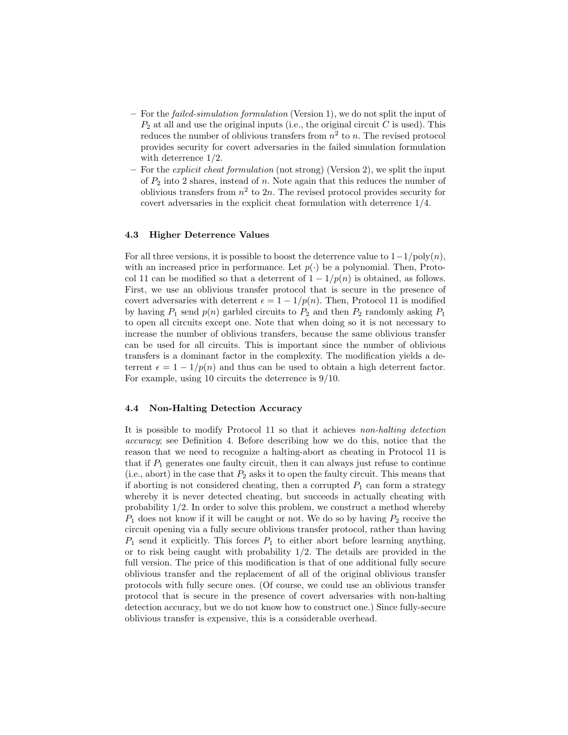- For the *failed-simulation formulation* (Version 1), we do not split the input of $P_2$ at all and use the original inputs (i.e., the original circuit $C$ is used). This reduces the number of oblivious transfers from $n^2$ to $n$. The revised protocol provides security for covert adversaries in the failed simulation formulation with deterrence $1/2$.
- For the *explicit cheat formulation* (not strong) (Version 2), we split the input of $P_2$ into 2 shares, instead of $n$. Note again that this reduces the number of oblivious transfers from $n^2$ to $2n$. The revised protocol provides security for covert adversaries in the explicit cheat formulation with deterrence $1/4$.

### 4.3 Higher Deterrence Values

For all three versions, it is possible to boost the deterrence value to $1-1/\text{poly}(n)$, with an increased price in performance. Let $p(\cdot)$ be a polynomial. Then, Protocol 11 can be modified so that a deterrent of $1 - 1/p(n)$ is obtained, as follows. First, we use an oblivious transfer protocol that is secure in the presence of covert adversaries with deterrent $\epsilon = 1 - 1/p(n)$. Then, Protocol 11 is modified by having $P_1$ send $p(n)$ garbled circuits to $P_2$ and then $P_2$ randomly asking $P_1$ to open all circuits except one. Note that when doing so it is not necessary to increase the number of oblivious transfers, because the same oblivious transfer can be used for all circuits. This is important since the number of oblivious transfers is a dominant factor in the complexity. The modification yields a deterrent $\epsilon = 1 - 1/p(n)$ and thus can be used to obtain a high deterrent factor. For example, using 10 circuits the deterrence is $9/10$.

### 4.4 Non-Halting Detection Accuracy

It is possible to modify Protocol 11 so that it achieves *non-halting detection accuracy*; see Definition 4. Before describing how we do this, notice that the reason that we need to recognize a halting-abort as cheating in Protocol 11 is that if $P_1$ generates one faulty circuit, then it can always just refuse to continue (i.e., abort) in the case that $P_2$ asks it to open the faulty circuit. This means that if aborting is not considered cheating, then a corrupted $P_1$ can form a strategy whereby it is never detected cheating, but succeeds in actually cheating with probability $1/2$. In order to solve this problem, we construct a method whereby $P_1$ does not know if it will be caught or not. We do so by having $P_2$ receive the circuit opening via a fully secure oblivious transfer protocol, rather than having $P_1$ send it explicitly. This forces $P_1$ to either abort before learning anything, or to risk being caught with probability $1/2$. The details are provided in the full version. The price of this modification is that of one additional fully secure oblivious transfer and the replacement of all of the original oblivious transfer protocols with fully secure ones. (Of course, we could use an oblivious transfer protocol that is secure in the presence of covert adversaries with non-halting detection accuracy, but we do not know how to construct one.) Since fully-secure oblivious transfer is expensive, this is a considerable overhead.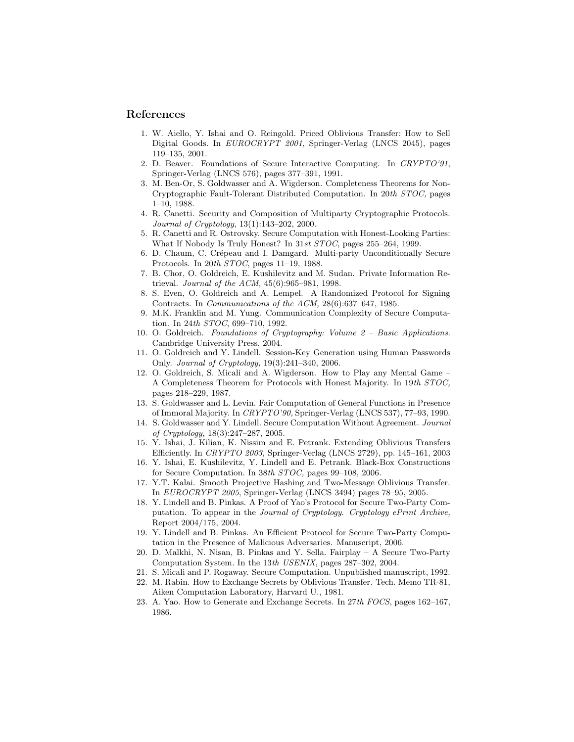## References

1. W. Aiello, Y. Ishai and O. Reingold. Priced Oblivious Transfer: How to Sell Digital Goods. In *EUROCRYPT 2001*, Springer-Verlag (LNCS 2045), pages 119–135, 2001.
2. D. Beaver. Foundations of Secure Interactive Computing. In *CRYPTO'91*, Springer-Verlag (LNCS 576), pages 377–391, 1991.
3. M. Ben-Or, S. Goldwasser and A. Wigderson. Completeness Theorems for Non-Cryptographic Fault-Tolerant Distributed Computation. In 20*th STOC,* pages 1–10, 1988.
4. R. Canetti. Security and Composition of Multiparty Cryptographic Protocols. *Journal of Cryptology*, 13(1):143–202, 2000.
5. R. Canetti and R. Ostrovsky. Secure Computation with Honest-Looking Parties: What If Nobody Is Truly Honest? In 31*st STOC*, pages 255–264, 1999.
6. D. Chaum, C. Crépeau and I. Damgard. Multi-party Unconditionally Secure Protocols. In 20*th STOC*, pages 11–19, 1988.
7. B. Chor, O. Goldreich, E. Kushilevitz and M. Sudan. Private Information Retrieval. *Journal of the ACM,* 45(6):965–981, 1998.
8. S. Even, O. Goldreich and A. Lempel. A Randomized Protocol for Signing Contracts. In *Communications of the ACM,* 28(6):637–647, 1985.
9. M.K. Franklin and M. Yung. Communication Complexity of Secure Computation. In 24*th STOC*, 699–710, 1992.
10. O. Goldreich. *Foundations of Cryptography: Volume 2 – Basic Applications*. Cambridge University Press, 2004.
11. O. Goldreich and Y. Lindell. Session-Key Generation using Human Passwords Only. *Journal of Cryptology,* 19(3):241–340, 2006.
12. O. Goldreich, S. Micali and A. Wigderson. How to Play any Mental Game – A Completeness Theorem for Protocols with Honest Majority. In 19*th STOC,* pages 218–229, 1987.
13. S. Goldwasser and L. Levin. Fair Computation of General Functions in Presence of Immoral Majority. In *CRYPTO'90,* Springer-Verlag (LNCS 537), 77–93, 1990.
14. S. Goldwasser and Y. Lindell. Secure Computation Without Agreement. *Journal of Cryptology,* 18(3):247–287, 2005.
15. Y. Ishai, J. Kilian, K. Nissim and E. Petrank. Extending Oblivious Transfers Efficiently. In *CRYPTO 2003,* Springer-Verlag (LNCS 2729), pp. 145–161, 2003
16. Y. Ishai, E. Kushilevitz, Y. Lindell and E. Petrank. Black-Box Constructions for Secure Computation. In 38*th STOC,* pages 99–108, 2006.
17. Y.T. Kalai. Smooth Projective Hashing and Two-Message Oblivious Transfer. In *EUROCRYPT 2005*, Springer-Verlag (LNCS 3494) pages 78–95, 2005.
18. Y. Lindell and B. Pinkas. A Proof of Yao's Protocol for Secure Two-Party Computation. To appear in the *Journal of Cryptology*. *Cryptology ePrint Archive,* Report 2004/175, 2004.
19. Y. Lindell and B. Pinkas. An Efficient Protocol for Secure Two-Party Computation in the Presence of Malicious Adversaries. Manuscript, 2006.
20. D. Malkhi, N. Nisan, B. Pinkas and Y. Sella. Fairplay – A Secure Two-Party Computation System. In the 13*th USENIX*, pages 287–302, 2004.
21. S. Micali and P. Rogaway. Secure Computation. Unpublished manuscript, 1992.
22. M. Rabin. How to Exchange Secrets by Oblivious Transfer. Tech. Memo TR-81, Aiken Computation Laboratory, Harvard U., 1981.
23. A. Yao. How to Generate and Exchange Secrets. In 27*th FOCS*, pages 162–167, 1986.